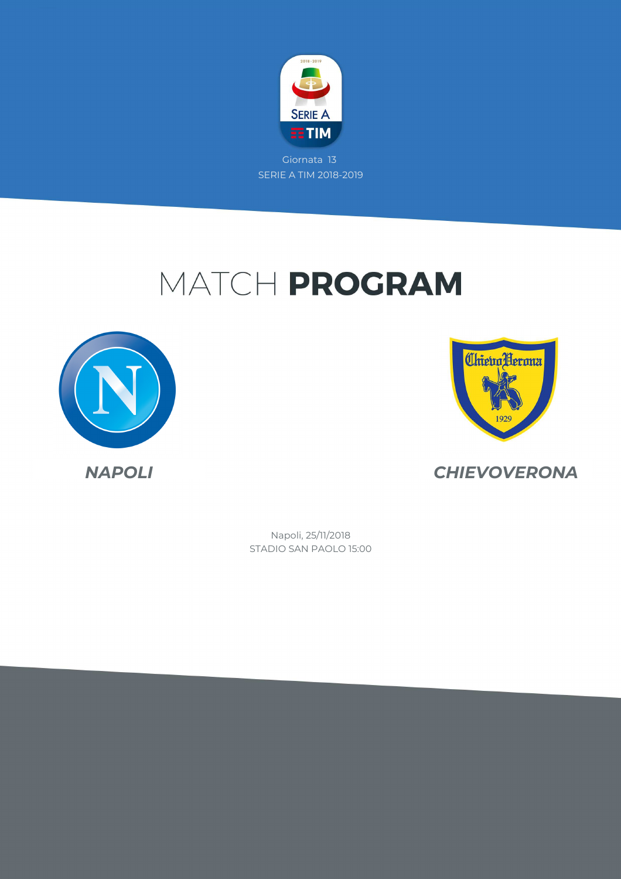Giornata 13

SERIE A TIM 2018-2019

# MATCH **PROGRAM**

***NAPOLI***

***CHIEVOVERONA***

Napoli, 25/11/2018

STADIO SAN PAOLO 15:00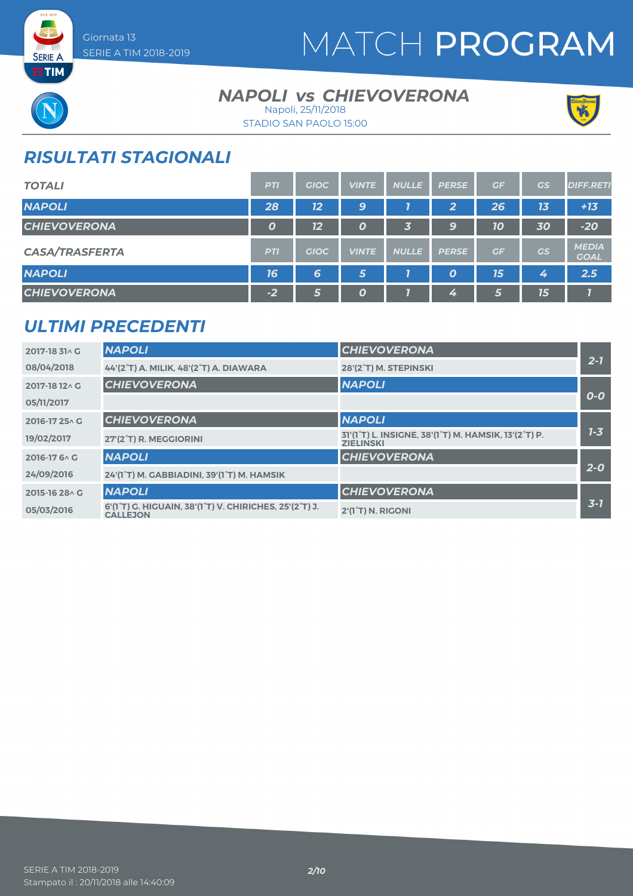# MATCH PROGRAM

Giornata 13
SERIE A TIM 2018-2019

## NAPOLI vs CHIEVOVERONA

Napoli, 25/11/2018
STADIO SAN PAOLO 15:00

## RISULTATI STAGIONALI

| TOTALI | PTI | GIOC | VINTE | NULLE | PERSE | GF | GS | DIFF.RETI |
|---|---|---|---|---|---|---|---|---|
| NAPOLI | 28 | 12 | 9 | 1 | 2 | 26 | 13 | +13 |
| CHIEVOVERONA | 0 | 12 | 0 | 3 | 9 | 10 | 30 | -20 |

| CASA/TRASFERTA | PTI | GIOC | VINTE | NULLE | PERSE | GF | GS | MEDIA GOAL |
|---|---|---|---|---|---|---|---|---|
| NAPOLI | 16 | 6 | 5 | 1 | 0 | 15 | 4 | 2.5 |
| CHIEVOVERONA | -2 | 5 | 0 | 1 | 4 | 5 | 15 | 1 |

## ULTIMI PRECEDENTI

| Stagione / Data | Casa | Trasferta | Risultato |
|---|---|---|---|
| 2017-18 31^ G | NAPOLI | CHIEVOVERONA | 2-1 |
| 08/04/2018 | 44'(2°T) A. MILIK, 48'(2°T) A. DIAWARA | 28'(2°T) M. STEPINSKI | |
| 2017-18 12^ G | CHIEVOVERONA | NAPOLI | 0-0 |
| 05/11/2017 | | | |
| 2016-17 25^ G | CHIEVOVERONA | NAPOLI | 1-3 |
| 19/02/2017 | 27'(2°T) R. MEGGIORINI | 31'(1°T) L. INSIGNE, 38'(1°T) M. HAMSIK, 13'(2°T) P. ZIELINSKI | |
| 2016-17 6^ G | NAPOLI | CHIEVOVERONA | 2-0 |
| 24/09/2016 | 24'(1°T) M. GABBIADINI, 39'(1°T) M. HAMSIK | | |
| 2015-16 28^ G | NAPOLI | CHIEVOVERONA | 3-1 |
| 05/03/2016 | 6'(1°T) G. HIGUAIN, 38'(1°T) V. CHIRICHES, 25'(2°T) J. CALLEJON | 2'(1°T) N. RIGONI | |

SERIE A TIM 2018-2019
Stampato il : 20/11/2018 alle 14:40:09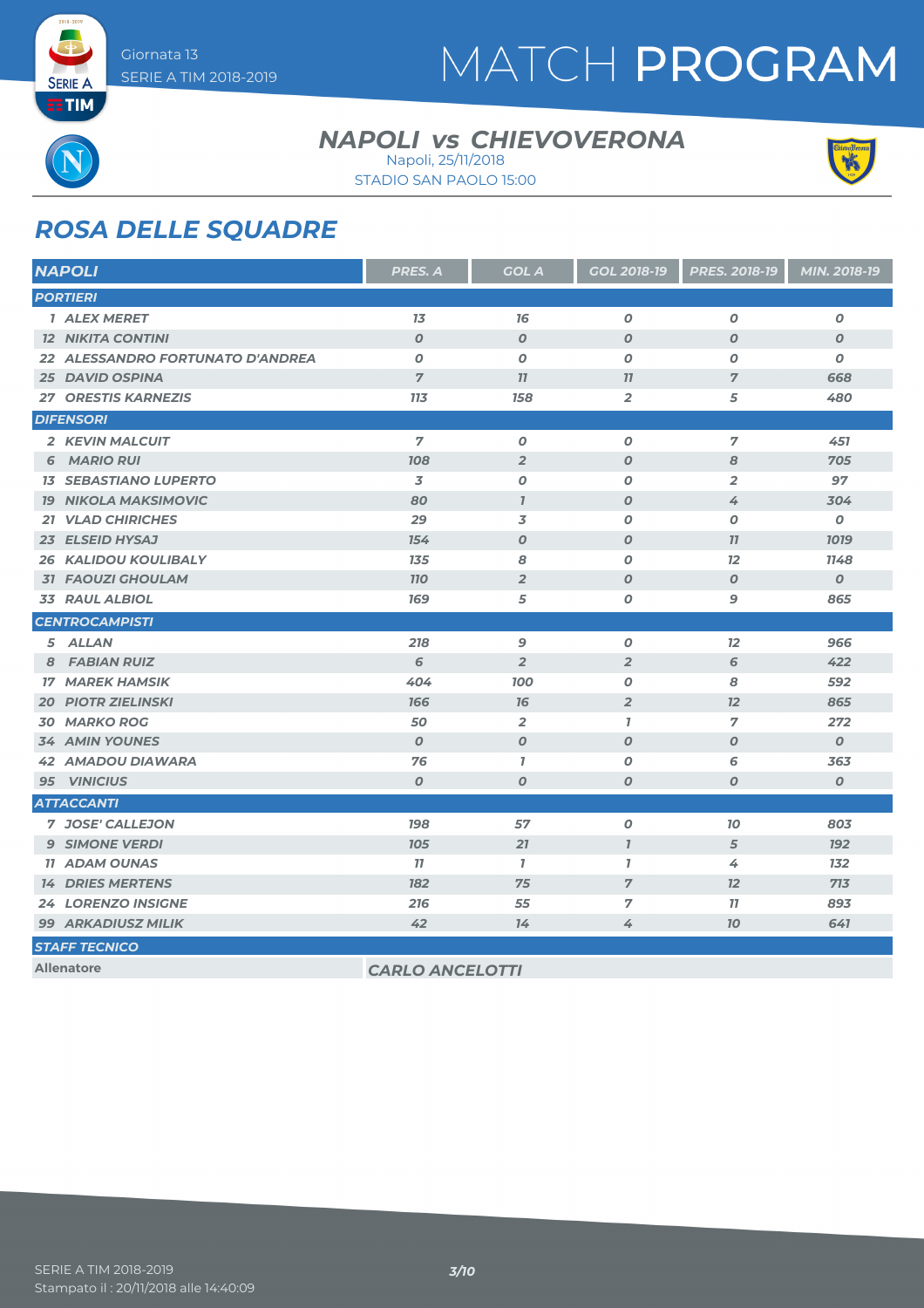# MATCH PROGRAM

Giornata 13
SERIE A TIM 2018-2019

## NAPOLI vs CHIEVOVERONA

Napoli, 25/11/2018
STADIO SAN PAOLO 15:00

## ROSA DELLE SQUADRE

| NAPOLI | PRES. A | GOL A | GOL 2018-19 | PRES. 2018-19 | MIN. 2018-19 |
|---|---|---|---|---|---|
| **PORTIERI** | | | | | |
| 1 ALEX MERET | 13 | 16 | 0 | 0 | 0 |
| 12 NIKITA CONTINI | 0 | 0 | 0 | 0 | 0 |
| 22 ALESSANDRO FORTUNATO D'ANDREA | 0 | 0 | 0 | 0 | 0 |
| 25 DAVID OSPINA | 7 | 11 | 11 | 7 | 668 |
| 27 ORESTIS KARNEZIS | 113 | 158 | 2 | 5 | 480 |
| **DIFENSORI** | | | | | |
| 2 KEVIN MALCUIT | 7 | 0 | 0 | 7 | 451 |
| 6 MARIO RUI | 108 | 2 | 0 | 8 | 705 |
| 13 SEBASTIANO LUPERTO | 3 | 0 | 0 | 2 | 97 |
| 19 NIKOLA MAKSIMOVIC | 80 | 1 | 0 | 4 | 304 |
| 21 VLAD CHIRICHES | 29 | 3 | 0 | 0 | 0 |
| 23 ELSEID HYSAJ | 154 | 0 | 0 | 11 | 1019 |
| 26 KALIDOU KOULIBALY | 135 | 8 | 0 | 12 | 1148 |
| 31 FAOUZI GHOULAM | 110 | 2 | 0 | 0 | 0 |
| 33 RAUL ALBIOL | 169 | 5 | 0 | 9 | 865 |
| **CENTROCAMPISTI** | | | | | |
| 5 ALLAN | 218 | 9 | 0 | 12 | 966 |
| 8 FABIAN RUIZ | 6 | 2 | 2 | 6 | 422 |
| 17 MAREK HAMSIK | 404 | 100 | 0 | 8 | 592 |
| 20 PIOTR ZIELINSKI | 166 | 16 | 2 | 12 | 865 |
| 30 MARKO ROG | 50 | 2 | 1 | 7 | 272 |
| 34 AMIN YOUNES | 0 | 0 | 0 | 0 | 0 |
| 42 AMADOU DIAWARA | 76 | 1 | 0 | 6 | 363 |
| 95 VINICIUS | 0 | 0 | 0 | 0 | 0 |
| **ATTACCANTI** | | | | | |
| 7 JOSE' CALLEJON | 198 | 57 | 0 | 10 | 803 |
| 9 SIMONE VERDI | 105 | 21 | 1 | 5 | 192 |
| 11 ADAM OUNAS | 11 | 1 | 1 | 4 | 132 |
| 14 DRIES MERTENS | 182 | 75 | 7 | 12 | 713 |
| 24 LORENZO INSIGNE | 216 | 55 | 7 | 11 | 893 |
| 99 ARKADIUSZ MILIK | 42 | 14 | 4 | 10 | 641 |

**STAFF TECNICO**

| Allenatore | CARLO ANCELOTTI |
|---|---|

SERIE A TIM 2018-2019
Stampato il : 20/11/2018 alle 14:40:09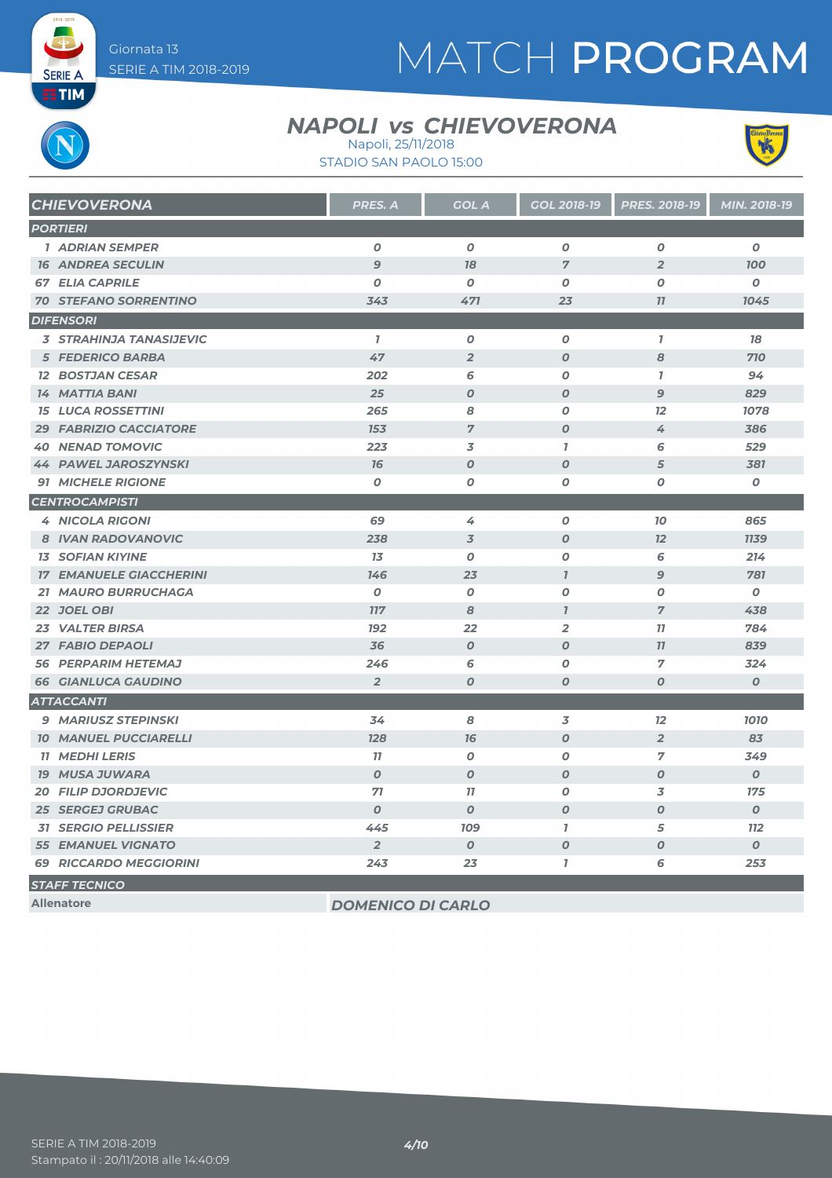Giornata 13
SERIE A TIM 2018-2019

# MATCH PROGRAM

## NAPOLI vs CHIEVOVERONA

Napoli, 25/11/2018
STADIO SAN PAOLO 15:00

| CHIEVOVERONA | PRES. A | GOL A | GOL 2018-19 | PRES. 2018-19 | MIN. 2018-19 |
|---|---|---|---|---|---|
| **PORTIERI** | | | | | |
| 1 ADRIAN SEMPER | 0 | 0 | 0 | 0 | 0 |
| 16 ANDREA SECULIN | 9 | 18 | 7 | 2 | 100 |
| 67 ELIA CAPRILE | 0 | 0 | 0 | 0 | 0 |
| 70 STEFANO SORRENTINO | 343 | 471 | 23 | 11 | 1045 |
| **DIFENSORI** | | | | | |
| 3 STRAHINJA TANASIJEVIC | 1 | 0 | 0 | 1 | 18 |
| 5 FEDERICO BARBA | 47 | 2 | 0 | 8 | 710 |
| 12 BOSTJAN CESAR | 202 | 6 | 0 | 1 | 94 |
| 14 MATTIA BANI | 25 | 0 | 0 | 9 | 829 |
| 15 LUCA ROSSETTINI | 265 | 8 | 0 | 12 | 1078 |
| 29 FABRIZIO CACCIATORE | 153 | 7 | 0 | 4 | 386 |
| 40 NENAD TOMOVIC | 223 | 3 | 1 | 6 | 529 |
| 44 PAWEL JAROSZYNSKI | 16 | 0 | 0 | 5 | 381 |
| 91 MICHELE RIGIONE | 0 | 0 | 0 | 0 | 0 |
| **CENTROCAMPISTI** | | | | | |
| 4 NICOLA RIGONI | 69 | 4 | 0 | 10 | 865 |
| 8 IVAN RADOVANOVIC | 238 | 3 | 0 | 12 | 1139 |
| 13 SOFIAN KIYINE | 13 | 0 | 0 | 6 | 214 |
| 17 EMANUELE GIACCHERINI | 146 | 23 | 1 | 9 | 781 |
| 21 MAURO BURRUCHAGA | 0 | 0 | 0 | 0 | 0 |
| 22 JOEL OBI | 117 | 8 | 1 | 7 | 438 |
| 23 VALTER BIRSA | 192 | 22 | 2 | 11 | 784 |
| 27 FABIO DEPAOLI | 36 | 0 | 0 | 11 | 839 |
| 56 PERPARIM HETEMAJ | 246 | 6 | 0 | 7 | 324 |
| 66 GIANLUCA GAUDINO | 2 | 0 | 0 | 0 | 0 |
| **ATTACCANTI** | | | | | |
| 9 MARIUSZ STEPINSKI | 34 | 8 | 3 | 12 | 1010 |
| 10 MANUEL PUCCIARELLI | 128 | 16 | 0 | 2 | 83 |
| 11 MEDHI LERIS | 11 | 0 | 0 | 7 | 349 |
| 19 MUSA JUWARA | 0 | 0 | 0 | 0 | 0 |
| 20 FILIP DJORDJEVIC | 71 | 11 | 0 | 3 | 175 |
| 25 SERGEJ GRUBAC | 0 | 0 | 0 | 0 | 0 |
| 31 SERGIO PELLISSIER | 445 | 109 | 1 | 5 | 112 |
| 55 EMANUEL VIGNATO | 2 | 0 | 0 | 0 | 0 |
| 69 RICCARDO MEGGIORINI | 243 | 23 | 1 | 6 | 253 |

**STAFF TECNICO**

| | |
|---|---|
| Allenatore | DOMENICO DI CARLO |

SERIE A TIM 2018-2019
Stampato il : 20/11/2018 alle 14:40:09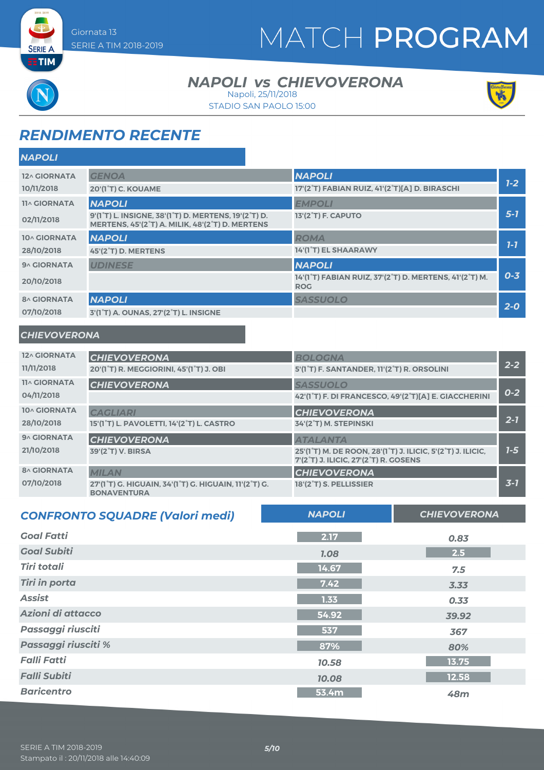Giornata 13
SERIE A TIM 2018-2019

# MATCH PROGRAM

## NAPOLI vs CHIEVOVERONA

Napoli, 25/11/2018
STADIO SAN PAOLO 15:00

## RENDIMENTO RECENTE

### NAPOLI

| Giornata | Casa | Ospite | Risultato |
|---|---|---|---|
| 12^ GIORNATA 10/11/2018 | GENOA<br>20'(1°T) C. KOUAME | NAPOLI<br>17'(2°T) FABIAN RUIZ, 41'(2°T)[A] D. BIRASCHI | 1-2 |
| 11^ GIORNATA 02/11/2018 | NAPOLI<br>9'(1°T) L. INSIGNE, 38'(1°T) D. MERTENS, 19'(2°T) D. MERTENS, 45'(2°T) A. MILIK, 48'(2°T) D. MERTENS | EMPOLI<br>13'(2°T) F. CAPUTO | 5-1 |
| 10^ GIORNATA 28/10/2018 | NAPOLI<br>45'(2°T) D. MERTENS | ROMA<br>14'(1°T) EL SHAARAWY | 1-1 |
| 9^ GIORNATA 20/10/2018 | UDINESE | NAPOLI<br>14'(1°T) FABIAN RUIZ, 37'(2°T) D. MERTENS, 41'(2°T) M. ROG | 0-3 |
| 8^ GIORNATA 07/10/2018 | NAPOLI<br>3'(1°T) A. OUNAS, 27'(2°T) L. INSIGNE | SASSUOLO | 2-0 |

### CHIEVOVERONA

| Giornata | Casa | Ospite | Risultato |
|---|---|---|---|
| 12^ GIORNATA 11/11/2018 | CHIEVOVERONA<br>20'(1°T) R. MEGGIORINI, 45'(1°T) J. OBI | BOLOGNA<br>5'(1°T) F. SANTANDER, 11'(2°T) R. ORSOLINI | 2-2 |
| 11^ GIORNATA 04/11/2018 | CHIEVOVERONA | SASSUOLO<br>42'(1°T) F. DI FRANCESCO, 49'(2°T)[A] E. GIACCHERINI | 0-2 |
| 10^ GIORNATA 28/10/2018 | CAGLIARI<br>15'(1°T) L. PAVOLETTI, 14'(2°T) L. CASTRO | CHIEVOVERONA<br>34'(2°T) M. STEPINSKI | 2-1 |
| 9^ GIORNATA 21/10/2018 | CHIEVOVERONA<br>39'(2°T) V. BIRSA | ATALANTA<br>25'(1°T) M. DE ROON, 28'(1°T) J. ILICIC, 5'(2°T) J. ILICIC, 7'(2°T) J. ILICIC, 27'(2°T) R. GOSENS | 1-5 |
| 8^ GIORNATA 07/10/2018 | MILAN<br>27'(1°T) G. HIGUAIN, 34'(1°T) G. HIGUAIN, 11'(2°T) G. BONAVENTURA | CHIEVOVERONA<br>18'(2°T) S. PELLISSIER | 3-1 |

## CONFRONTO SQUADRE (Valori medi)

| | NAPOLI | CHIEVOVERONA |
|---|---|---|
| Goal Fatti | 2.17 | 0.83 |
| Goal Subiti | 1.08 | 2.5 |
| Tiri totali | 14.67 | 7.5 |
| Tiri in porta | 7.42 | 3.33 |
| Assist | 1.33 | 0.33 |
| Azioni di attacco | 54.92 | 39.92 |
| Passaggi riusciti | 537 | 367 |
| Passaggi riusciti % | 87% | 80% |
| Falli Fatti | 10.58 | 13.75 |
| Falli Subiti | 10.08 | 12.58 |
| Baricentro | 53.4m | 48m |

SERIE A TIM 2018-2019
Stampato il : 20/11/2018 alle 14:40:09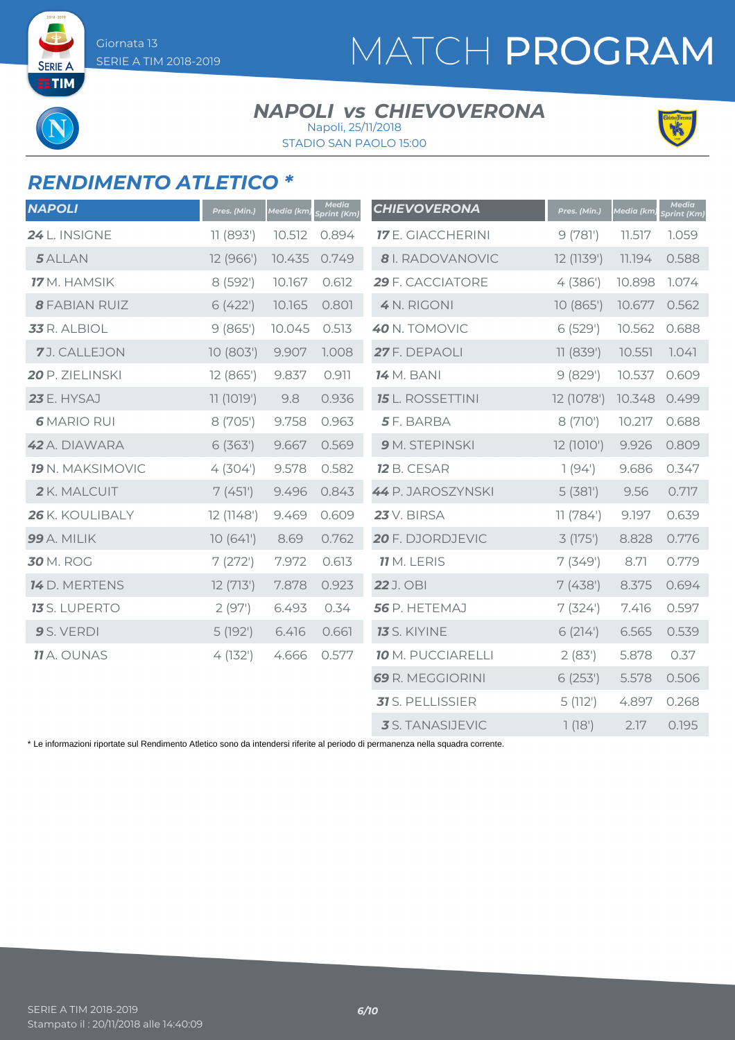# MATCH PROGRAM

Giornata 13
SERIE A TIM 2018-2019

## NAPOLI vs CHIEVOVERONA

Napoli, 25/11/2018
STADIO SAN PAOLO 15:00

## RENDIMENTO ATLETICO *

| NAPOLI | Pres. (Min.) | Media (km) | Media Sprint (Km) |
|---|---|---|---|
| **24** L. INSIGNE | 11 (893') | 10.512 | 0.894 |
| **5** ALLAN | 12 (966') | 10.435 | 0.749 |
| **17** M. HAMSIK | 8 (592') | 10.167 | 0.612 |
| **8** FABIAN RUIZ | 6 (422') | 10.165 | 0.801 |
| **33** R. ALBIOL | 9 (865') | 10.045 | 0.513 |
| **7** J. CALLEJON | 10 (803') | 9.907 | 1.008 |
| **20** P. ZIELINSKI | 12 (865') | 9.837 | 0.911 |
| **23** E. HYSAJ | 11 (1019') | 9.8 | 0.936 |
| **6** MARIO RUI | 8 (705') | 9.758 | 0.963 |
| **42** A. DIAWARA | 6 (363') | 9.667 | 0.569 |
| **19** N. MAKSIMOVIC | 4 (304') | 9.578 | 0.582 |
| **2** K. MALCUIT | 7 (451') | 9.496 | 0.843 |
| **26** K. KOULIBALY | 12 (1148') | 9.469 | 0.609 |
| **99** A. MILIK | 10 (641') | 8.69 | 0.762 |
| **30** M. ROG | 7 (272') | 7.972 | 0.613 |
| **14** D. MERTENS | 12 (713') | 7.878 | 0.923 |
| **13** S. LUPERTO | 2 (97') | 6.493 | 0.34 |
| **9** S. VERDI | 5 (192') | 6.416 | 0.661 |
| **11** A. OUNAS | 4 (132') | 4.666 | 0.577 |

| CHIEVOVERONA | Pres. (Min.) | Media (km) | Media Sprint (Km) |
|---|---|---|---|
| **17** E. GIACCHERINI | 9 (781') | 11.517 | 1.059 |
| **8** I. RADOVANOVIC | 12 (1139') | 11.194 | 0.588 |
| **29** F. CACCIATORE | 4 (386') | 10.898 | 1.074 |
| **4** N. RIGONI | 10 (865') | 10.677 | 0.562 |
| **40** N. TOMOVIC | 6 (529') | 10.562 | 0.688 |
| **27** F. DEPAOLI | 11 (839') | 10.551 | 1.041 |
| **14** M. BANI | 9 (829') | 10.537 | 0.609 |
| **15** L. ROSSETTINI | 12 (1078') | 10.348 | 0.499 |
| **5** F. BARBA | 8 (710') | 10.217 | 0.688 |
| **9** M. STEPINSKI | 12 (1010') | 9.926 | 0.809 |
| **12** B. CESAR | 1 (94') | 9.686 | 0.347 |
| **44** P. JAROSZYNSKI | 5 (381') | 9.56 | 0.717 |
| **23** V. BIRSA | 11 (784') | 9.197 | 0.639 |
| **20** F. DJORDJEVIC | 3 (175') | 8.828 | 0.776 |
| **11** M. LERIS | 7 (349') | 8.71 | 0.779 |
| **22** J. OBI | 7 (438') | 8.375 | 0.694 |
| **56** P. HETEMAJ | 7 (324') | 7.416 | 0.597 |
| **13** S. KIYINE | 6 (214') | 6.565 | 0.539 |
| **10** M. PUCCIARELLI | 2 (83') | 5.878 | 0.37 |
| **69** R. MEGGIORINI | 6 (253') | 5.578 | 0.506 |
| **31** S. PELLISSIER | 5 (112') | 4.897 | 0.268 |
| **3** S. TANASIJEVIC | 1 (18') | 2.17 | 0.195 |

* Le informazioni riportate sul Rendimento Atletico sono da intendersi riferite al periodo di permanenza nella squadra corrente.

SERIE A TIM 2018-2019
Stampato il : 20/11/2018 alle 14:40:09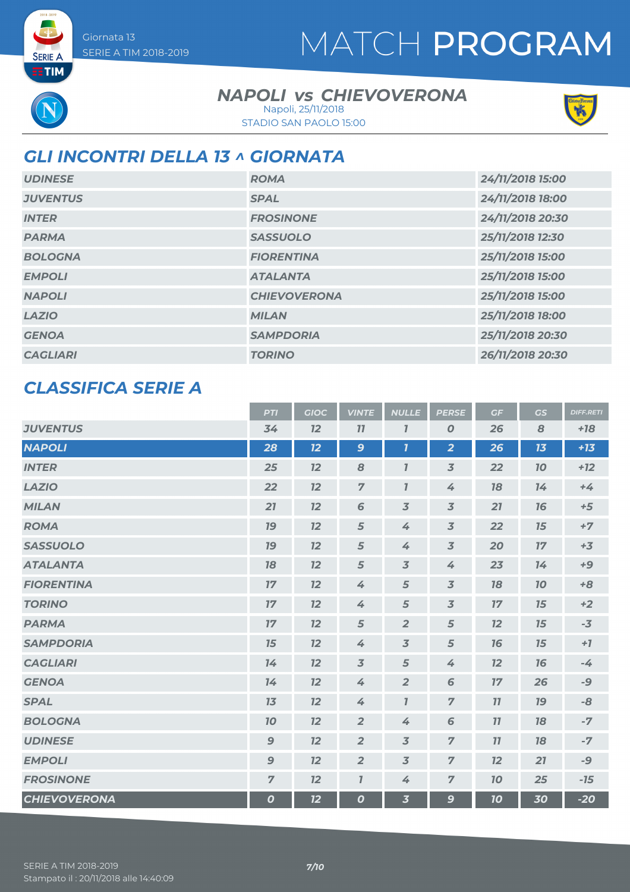Giornata 13
SERIE A TIM 2018-2019

# MATCH PROGRAM

### NAPOLI vs CHIEVOVERONA

Napoli, 25/11/2018
STADIO SAN PAOLO 15:00

## GLI INCONTRI DELLA 13 ^ GIORNATA

| | | |
|---|---|---|
| UDINESE | ROMA | 24/11/2018 15:00 |
| JUVENTUS | SPAL | 24/11/2018 18:00 |
| INTER | FROSINONE | 24/11/2018 20:30 |
| PARMA | SASSUOLO | 25/11/2018 12:30 |
| BOLOGNA | FIORENTINA | 25/11/2018 15:00 |
| EMPOLI | ATALANTA | 25/11/2018 15:00 |
| NAPOLI | CHIEVOVERONA | 25/11/2018 15:00 |
| LAZIO | MILAN | 25/11/2018 18:00 |
| GENOA | SAMPDORIA | 25/11/2018 20:30 |
| CAGLIARI | TORINO | 26/11/2018 20:30 |

## CLASSIFICA SERIE A

| | PTI | GIOC | VINTE | NULLE | PERSE | GF | GS | DIFF.RETI |
|---|---|---|---|---|---|---|---|---|
| JUVENTUS | 34 | 12 | 11 | 1 | 0 | 26 | 8 | +18 |
| NAPOLI | 28 | 12 | 9 | 1 | 2 | 26 | 13 | +13 |
| INTER | 25 | 12 | 8 | 1 | 3 | 22 | 10 | +12 |
| LAZIO | 22 | 12 | 7 | 1 | 4 | 18 | 14 | +4 |
| MILAN | 21 | 12 | 6 | 3 | 3 | 21 | 16 | +5 |
| ROMA | 19 | 12 | 5 | 4 | 3 | 22 | 15 | +7 |
| SASSUOLO | 19 | 12 | 5 | 4 | 3 | 20 | 17 | +3 |
| ATALANTA | 18 | 12 | 5 | 3 | 4 | 23 | 14 | +9 |
| FIORENTINA | 17 | 12 | 4 | 5 | 3 | 18 | 10 | +8 |
| TORINO | 17 | 12 | 4 | 5 | 3 | 17 | 15 | +2 |
| PARMA | 17 | 12 | 5 | 2 | 5 | 12 | 15 | -3 |
| SAMPDORIA | 15 | 12 | 4 | 3 | 5 | 16 | 15 | +1 |
| CAGLIARI | 14 | 12 | 3 | 5 | 4 | 12 | 16 | -4 |
| GENOA | 14 | 12 | 4 | 2 | 6 | 17 | 26 | -9 |
| SPAL | 13 | 12 | 4 | 1 | 7 | 11 | 19 | -8 |
| BOLOGNA | 10 | 12 | 2 | 4 | 6 | 11 | 18 | -7 |
| UDINESE | 9 | 12 | 2 | 3 | 7 | 11 | 18 | -7 |
| EMPOLI | 9 | 12 | 2 | 3 | 7 | 12 | 21 | -9 |
| FROSINONE | 7 | 12 | 1 | 4 | 7 | 10 | 25 | -15 |
| CHIEVOVERONA | 0 | 12 | 0 | 3 | 9 | 10 | 30 | -20 |

SERIE A TIM 2018-2019
Stampato il : 20/11/2018 alle 14:40:09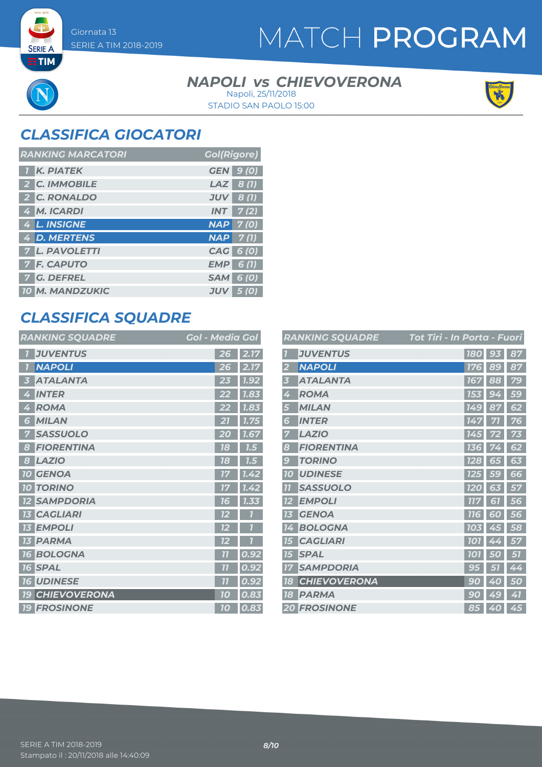# MATCH PROGRAM

Giornata 13
SERIE A TIM 2018-2019

### NAPOLI vs CHIEVOVERONA

Napoli, 25/11/2018
STADIO SAN PAOLO 15:00

## CLASSIFICA GIOCATORI

| RANKING MARCATORI | | | Gol(Rigore) |
|---|---|---|---|
| 1 | K. PIATEK | GEN | 9 (0) |
| 2 | C. IMMOBILE | LAZ | 8 (1) |
| 2 | C. RONALDO | JUV | 8 (1) |
| 4 | M. ICARDI | INT | 7 (2) |
| 4 | L. INSIGNE | NAP | 7 (0) |
| 4 | D. MERTENS | NAP | 7 (1) |
| 7 | L. PAVOLETTI | CAG | 6 (0) |
| 7 | F. CAPUTO | EMP | 6 (1) |
| 7 | G. DEFREL | SAM | 6 (0) |
| 10 | M. MANDZUKIC | JUV | 5 (0) |

## CLASSIFICA SQUADRE

| RANKING SQUADRE | | Gol | Media Gol |
|---|---|---|---|
| 1 | JUVENTUS | 26 | 2.17 |
| 1 | NAPOLI | 26 | 2.17 |
| 3 | ATALANTA | 23 | 1.92 |
| 4 | INTER | 22 | 1.83 |
| 4 | ROMA | 22 | 1.83 |
| 6 | MILAN | 21 | 1.75 |
| 7 | SASSUOLO | 20 | 1.67 |
| 8 | FIORENTINA | 18 | 1.5 |
| 8 | LAZIO | 18 | 1.5 |
| 10 | GENOA | 17 | 1.42 |
| 10 | TORINO | 17 | 1.42 |
| 12 | SAMPDORIA | 16 | 1.33 |
| 13 | CAGLIARI | 12 | 1 |
| 13 | EMPOLI | 12 | 1 |
| 13 | PARMA | 12 | 1 |
| 16 | BOLOGNA | 11 | 0.92 |
| 16 | SPAL | 11 | 0.92 |
| 16 | UDINESE | 11 | 0.92 |
| 19 | CHIEVOVERONA | 10 | 0.83 |
| 19 | FROSINONE | 10 | 0.83 |

| RANKING SQUADRE | | Tot Tiri | In Porta | Fuori |
|---|---|---|---|---|
| 1 | JUVENTUS | 180 | 93 | 87 |
| 2 | NAPOLI | 176 | 89 | 87 |
| 3 | ATALANTA | 167 | 88 | 79 |
| 4 | ROMA | 153 | 94 | 59 |
| 5 | MILAN | 149 | 87 | 62 |
| 6 | INTER | 147 | 71 | 76 |
| 7 | LAZIO | 145 | 72 | 73 |
| 8 | FIORENTINA | 136 | 74 | 62 |
| 9 | TORINO | 128 | 65 | 63 |
| 10 | UDINESE | 125 | 59 | 66 |
| 11 | SASSUOLO | 120 | 63 | 57 |
| 12 | EMPOLI | 117 | 61 | 56 |
| 13 | GENOA | 116 | 60 | 56 |
| 14 | BOLOGNA | 103 | 45 | 58 |
| 15 | CAGLIARI | 101 | 44 | 57 |
| 15 | SPAL | 101 | 50 | 51 |
| 17 | SAMPDORIA | 95 | 51 | 44 |
| 18 | CHIEVOVERONA | 90 | 40 | 50 |
| 18 | PARMA | 90 | 49 | 41 |
| 20 | FROSINONE | 85 | 40 | 45 |

SERIE A TIM 2018-2019
Stampato il : 20/11/2018 alle 14:40:09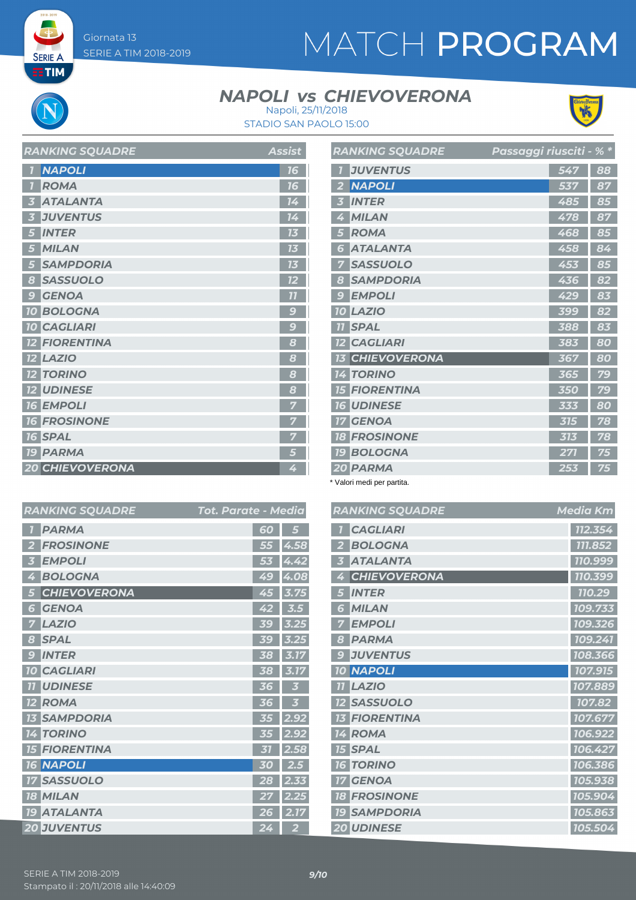Giornata 13

SERIE A TIM 2018-2019

# MATCH PROGRAM

## NAPOLI vs CHIEVOVERONA

Napoli, 25/11/2018

STADIO SAN PAOLO 15:00

| RANKING SQUADRE | | Assist |
|---|---|---|
| 1 | NAPOLI | 16 |
| 1 | ROMA | 16 |
| 3 | ATALANTA | 14 |
| 3 | JUVENTUS | 14 |
| 5 | INTER | 13 |
| 5 | MILAN | 13 |
| 5 | SAMPDORIA | 13 |
| 8 | SASSUOLO | 12 |
| 9 | GENOA | 11 |
| 10 | BOLOGNA | 9 |
| 10 | CAGLIARI | 9 |
| 12 | FIORENTINA | 8 |
| 12 | LAZIO | 8 |
| 12 | TORINO | 8 |
| 12 | UDINESE | 8 |
| 16 | EMPOLI | 7 |
| 16 | FROSINONE | 7 |
| 16 | SPAL | 7 |
| 19 | PARMA | 5 |
| 20 | CHIEVOVERONA | 4 |

| RANKING SQUADRE | | Passaggi riusciti | % * |
|---|---|---|---|
| 1 | JUVENTUS | 547 | 88 |
| 2 | NAPOLI | 537 | 87 |
| 3 | INTER | 485 | 85 |
| 4 | MILAN | 478 | 87 |
| 5 | ROMA | 468 | 85 |
| 6 | ATALANTA | 458 | 84 |
| 7 | SASSUOLO | 453 | 85 |
| 8 | SAMPDORIA | 436 | 82 |
| 9 | EMPOLI | 429 | 83 |
| 10 | LAZIO | 399 | 82 |
| 11 | SPAL | 388 | 83 |
| 12 | CAGLIARI | 383 | 80 |
| 13 | CHIEVOVERONA | 367 | 80 |
| 14 | TORINO | 365 | 79 |
| 15 | FIORENTINA | 350 | 79 |
| 16 | UDINESE | 333 | 80 |
| 17 | GENOA | 315 | 78 |
| 18 | FROSINONE | 313 | 78 |
| 19 | BOLOGNA | 271 | 75 |
| 20 | PARMA | 253 | 75 |

\* Valori medi per partita.

| RANKING SQUADRE | | Tot. Parate | Media |
|---|---|---|---|
| 1 | PARMA | 60 | 5 |
| 2 | FROSINONE | 55 | 4.58 |
| 3 | EMPOLI | 53 | 4.42 |
| 4 | BOLOGNA | 49 | 4.08 |
| 5 | CHIEVOVERONA | 45 | 3.75 |
| 6 | GENOA | 42 | 3.5 |
| 7 | LAZIO | 39 | 3.25 |
| 8 | SPAL | 39 | 3.25 |
| 9 | INTER | 38 | 3.17 |
| 10 | CAGLIARI | 38 | 3.17 |
| 11 | UDINESE | 36 | 3 |
| 12 | ROMA | 36 | 3 |
| 13 | SAMPDORIA | 35 | 2.92 |
| 14 | TORINO | 35 | 2.92 |
| 15 | FIORENTINA | 31 | 2.58 |
| 16 | NAPOLI | 30 | 2.5 |
| 17 | SASSUOLO | 28 | 2.33 |
| 18 | MILAN | 27 | 2.25 |
| 19 | ATALANTA | 26 | 2.17 |
| 20 | JUVENTUS | 24 | 2 |

| RANKING SQUADRE | | Media Km |
|---|---|---|
| 1 | CAGLIARI | 112.354 |
| 2 | BOLOGNA | 111.852 |
| 3 | ATALANTA | 110.999 |
| 4 | CHIEVOVERONA | 110.399 |
| 5 | INTER | 110.29 |
| 6 | MILAN | 109.733 |
| 7 | EMPOLI | 109.326 |
| 8 | PARMA | 109.241 |
| 9 | JUVENTUS | 108.366 |
| 10 | NAPOLI | 107.915 |
| 11 | LAZIO | 107.889 |
| 12 | SASSUOLO | 107.82 |
| 13 | FIORENTINA | 107.677 |
| 14 | ROMA | 106.922 |
| 15 | SPAL | 106.427 |
| 16 | TORINO | 106.386 |
| 17 | GENOA | 105.938 |
| 18 | FROSINONE | 105.904 |
| 19 | SAMPDORIA | 105.863 |
| 20 | UDINESE | 105.504 |

Stampato il : 20/11/2018 alle 14:40:09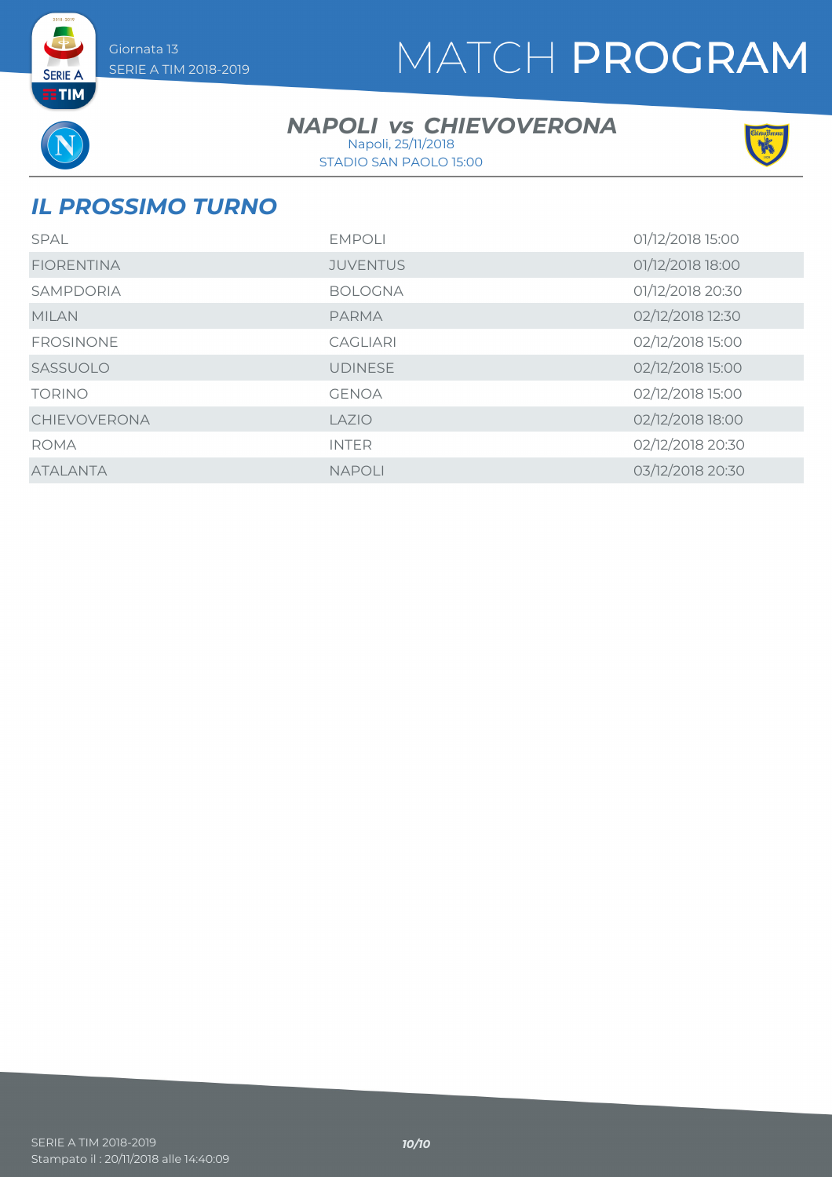# MATCH PROGRAM

Giornata 13
SERIE A TIM 2018-2019

**NAPOLI vs CHIEVOVERONA**
Napoli, 25/11/2018
STADIO SAN PAOLO 15:00

## IL PROSSIMO TURNO

| | | |
|---|---|---|
| SPAL | EMPOLI | 01/12/2018 15:00 |
| FIORENTINA | JUVENTUS | 01/12/2018 18:00 |
| SAMPDORIA | BOLOGNA | 01/12/2018 20:30 |
| MILAN | PARMA | 02/12/2018 12:30 |
| FROSINONE | CAGLIARI | 02/12/2018 15:00 |
| SASSUOLO | UDINESE | 02/12/2018 15:00 |
| TORINO | GENOA | 02/12/2018 15:00 |
| CHIEVOVERONA | LAZIO | 02/12/2018 18:00 |
| ROMA | INTER | 02/12/2018 20:30 |
| ATALANTA | NAPOLI | 03/12/2018 20:30 |

SERIE A TIM 2018-2019
Stampato il : 20/11/2018 alle 14:40:09